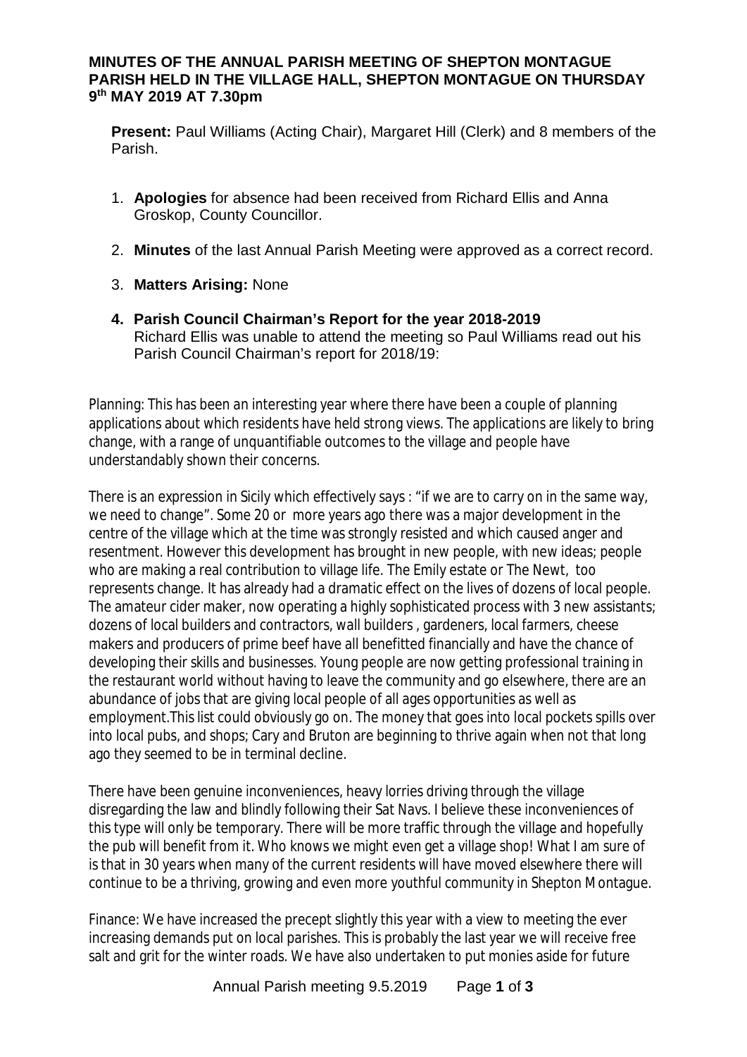**MINUTES OF THE ANNUAL PARISH MEETING OF SHEPTON MONTAGUE PARISH HELD IN THE VILLAGE HALL, SHEPTON MONTAGUE ON THURSDAY 9th MAY 2019 AT 7.30pm**

**Present:** Paul Williams (Acting Chair), Margaret Hill (Clerk) and 8 members of the Parish.

1. **Apologies** for absence had been received from Richard Ellis and Anna Groskop, County Councillor.

2. **Minutes** of the last Annual Parish Meeting were approved as a correct record.

3. **Matters Arising:** None

4. **Parish Council Chairman's Report for the year 2018-2019**
   Richard Ellis was unable to attend the meeting so Paul Williams read out his Parish Council Chairman's report for 2018/19:

Planning: This has been an interesting year where there have been a couple of planning applications about which residents have held strong views. The applications are likely to bring change, with a range of unquantifiable outcomes to the village and people have understandably shown their concerns.

There is an expression in Sicily which effectively says : "if we are to carry on in the same way, we need to change". Some 20 or more years ago there was a major development in the centre of the village which at the time was strongly resisted and which caused anger and resentment. However this development has brought in new people, with new ideas; people who are making a real contribution to village life. The Emily estate or The Newt, too represents change. It has already had a dramatic effect on the lives of dozens of local people. The amateur cider maker, now operating a highly sophisticated process with 3 new assistants; dozens of local builders and contractors, wall builders , gardeners, local farmers, cheese makers and producers of prime beef have all benefitted financially and have the chance of developing their skills and businesses. Young people are now getting professional training in the restaurant world without having to leave the community and go elsewhere, there are an abundance of jobs that are giving local people of all ages opportunities as well as employment.This list could obviously go on. The money that goes into local pockets spills over into local pubs, and shops; Cary and Bruton are beginning to thrive again when not that long ago they seemed to be in terminal decline.

There have been genuine inconveniences, heavy lorries driving through the village disregarding the law and blindly following their Sat Navs. I believe these inconveniences of this type will only be temporary. There will be more traffic through the village and hopefully the pub will benefit from it. Who knows we might even get a village shop! What I am sure of is that in 30 years when many of the current residents will have moved elsewhere there will continue to be a thriving, growing and even more youthful community in Shepton Montague.

Finance: We have increased the precept slightly this year with a view to meeting the ever increasing demands put on local parishes. This is probably the last year we will receive free salt and grit for the winter roads. We have also undertaken to put monies aside for future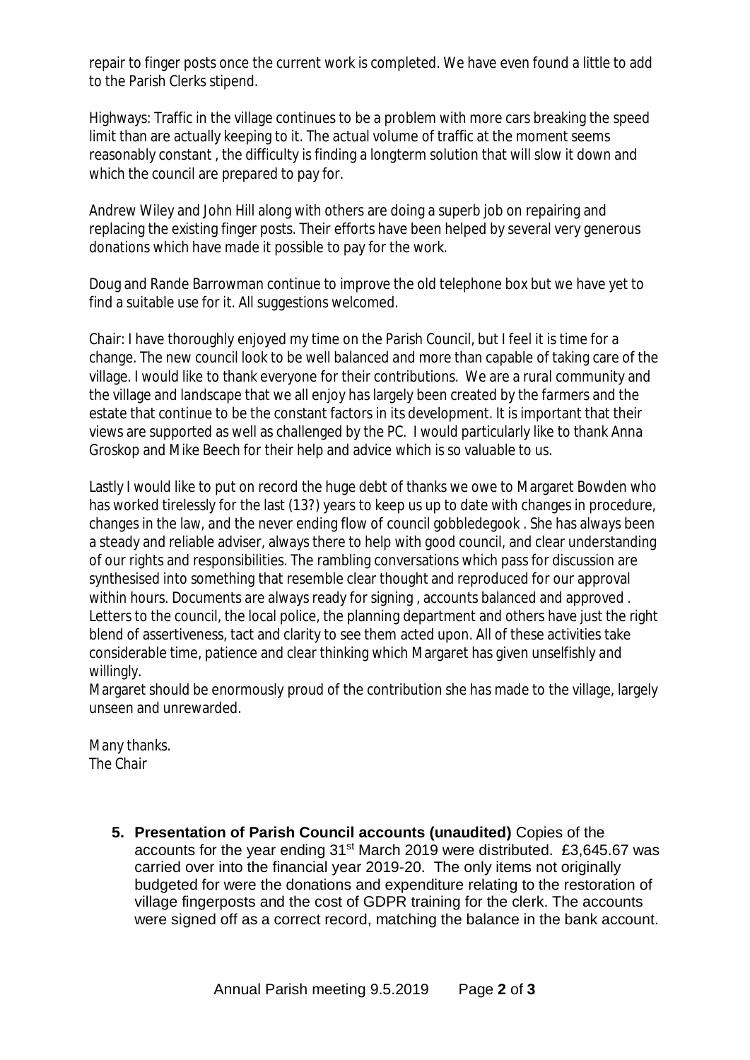repair to finger posts once the current work is completed. We have even found a little to add to the Parish Clerks stipend.

Highways: Traffic in the village continues to be a problem with more cars breaking the speed limit than are actually keeping to it. The actual volume of traffic at the moment seems reasonably constant , the difficulty is finding a longterm solution that will slow it down and which the council are prepared to pay for.

Andrew Wiley and John Hill along with others are doing a superb job on repairing and replacing the existing finger posts. Their efforts have been helped by several very generous donations which have made it possible to pay for the work.

Doug and Rande Barrowman continue to improve the old telephone box but we have yet to find a suitable use for it. All suggestions welcomed.

Chair: I have thoroughly enjoyed my time on the Parish Council, but I feel it is time for a change. The new council look to be well balanced and more than capable of taking care of the village. I would like to thank everyone for their contributions. We are a rural community and the village and landscape that we all enjoy has largely been created by the farmers and the estate that continue to be the constant factors in its development. It is important that their views are supported as well as challenged by the PC. I would particularly like to thank Anna Groskop and Mike Beech for their help and advice which is so valuable to us.

Lastly I would like to put on record the huge debt of thanks we owe to Margaret Bowden who has worked tirelessly for the last (13?) years to keep us up to date with changes in procedure, changes in the law, and the never ending flow of council gobbledegook . She has always been a steady and reliable adviser, always there to help with good council, and clear understanding of our rights and responsibilities. The rambling conversations which pass for discussion are synthesised into something that resemble clear thought and reproduced for our approval within hours. Documents are always ready for signing , accounts balanced and approved . Letters to the council, the local police, the planning department and others have just the right blend of assertiveness, tact and clarity to see them acted upon. All of these activities take considerable time, patience and clear thinking which Margaret has given unselfishly and willingly.
Margaret should be enormously proud of the contribution she has made to the village, largely unseen and unrewarded.

Many thanks.
The Chair

5. **Presentation of Parish Council accounts (unaudited)** Copies of the accounts for the year ending 31st March 2019 were distributed. £3,645.67 was carried over into the financial year 2019-20. The only items not originally budgeted for were the donations and expenditure relating to the restoration of village fingerposts and the cost of GDPR training for the clerk. The accounts were signed off as a correct record, matching the balance in the bank account.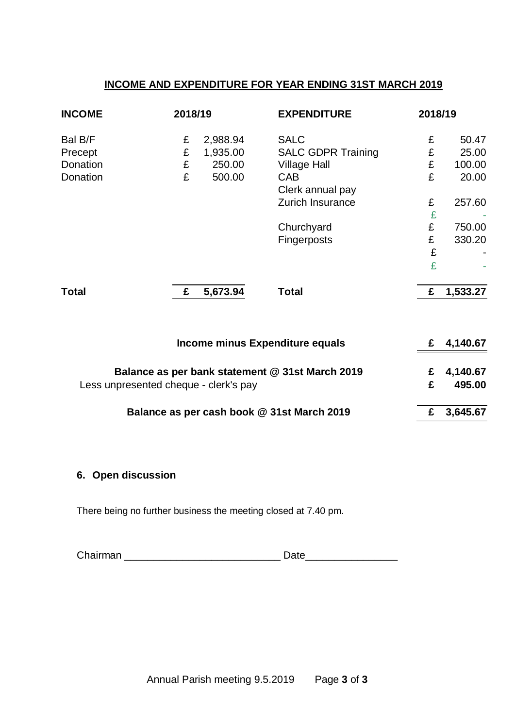## INCOME AND EXPENDITURE FOR YEAR ENDING 31ST MARCH 2019

| INCOME | 2018/19 | | EXPENDITURE | 2018/19 | |
|---|---|---|---|---|---|
| Bal B/F | £ | 2,988.94 | SALC | £ | 50.47 |
| Precept | £ | 1,935.00 | SALC GDPR Training | £ | 25.00 |
| Donation | £ | 250.00 | Village Hall | £ | 100.00 |
| Donation | £ | 500.00 | CAB | £ | 20.00 |
| | | | Clerk annual pay | | |
| | | | Zurich Insurance | £ | 257.60 |
| | | | | £ | - |
| | | | Churchyard | £ | 750.00 |
| | | | Fingerposts | £ | 330.20 |
| | | | | £ | - |
| | | | | £ | - |
| **Total** | **£** | **5,673.94** | **Total** | **£** | **1,533.27** |

| | | |
|---|---|---|
| **Income minus Expenditure equals** | **£** | **4,140.67** |
| **Balance as per bank statement @ 31st March 2019** | **£** | **4,140.67** |
| Less unpresented cheque - clerk's pay | **£** | **495.00** |
| **Balance as per cash book @ 31st March 2019** | **£** | **3,645.67** |

### 6. Open discussion

There being no further business the meeting closed at 7.40 pm.

Chairman ___________________________ Date________________